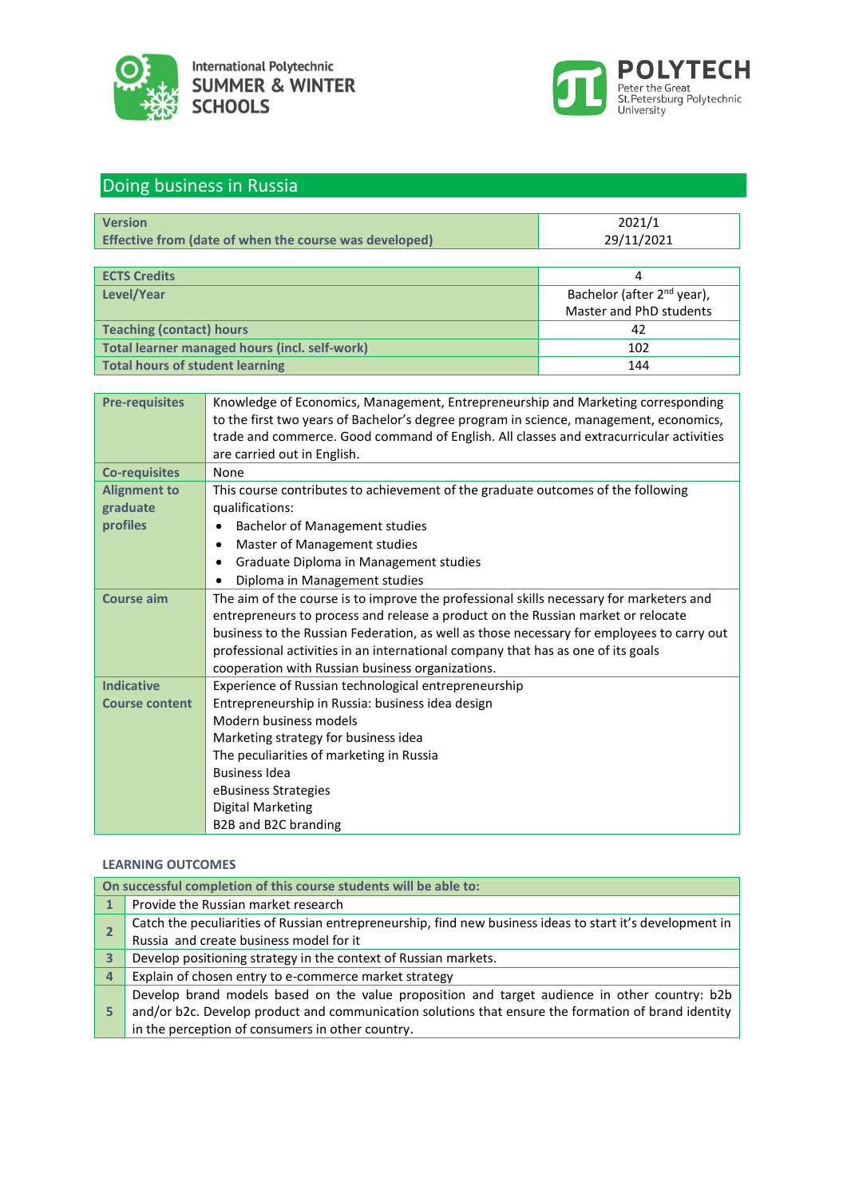International Polytechnic SUMMER & WINTER SCHOOLS

POLYTECH Peter the Great St.Petersburg Polytechnic University

# Doing business in Russia

| | |
|---|---|
| **Version** | 2021/1 |
| **Effective from (date of when the course was developed)** | 29/11/2021 |

| | |
|---|---|
| **ECTS Credits** | 4 |
| **Level/Year** | Bachelor (after 2nd year), Master and PhD students |
| **Teaching (contact) hours** | 42 |
| **Total learner managed hours (incl. self-work)** | 102 |
| **Total hours of student learning** | 144 |

| | |
|---|---|
| **Pre-requisites** | Knowledge of Economics, Management, Entrepreneurship and Marketing corresponding to the first two years of Bachelor's degree program in science, management, economics, trade and commerce. Good command of English. All classes and extracurricular activities are carried out in English. |
| **Co-requisites** | None |
| **Alignment to graduate profiles** | This course contributes to achievement of the graduate outcomes of the following qualifications:<br>• Bachelor of Management studies<br>• Master of Management studies<br>• Graduate Diploma in Management studies<br>• Diploma in Management studies |
| **Course aim** | The aim of the course is to improve the professional skills necessary for marketers and entrepreneurs to process and release a product on the Russian market or relocate business to the Russian Federation, as well as those necessary for employees to carry out professional activities in an international company that has as one of its goals cooperation with Russian business organizations. |
| **Indicative Course content** | Experience of Russian technological entrepreneurship<br>Entrepreneurship in Russia: business idea design<br>Modern business models<br>Marketing strategy for business idea<br>The peculiarities of marketing in Russia<br>Business Idea<br>eBusiness Strategies<br>Digital Marketing<br>B2B and B2C branding |

## LEARNING OUTCOMES

| | **On successful completion of this course students will be able to:** |
|---|---|
| **1** | Provide the Russian market research |
| **2** | Catch the peculiarities of Russian entrepreneurship, find new business ideas to start it's development in Russia and create business model for it |
| **3** | Develop positioning strategy in the context of Russian markets. |
| **4** | Explain of chosen entry to e-commerce market strategy |
| **5** | Develop brand models based on the value proposition and target audience in other country: b2b and/or b2c. Develop product and communication solutions that ensure the formation of brand identity in the perception of consumers in other country. |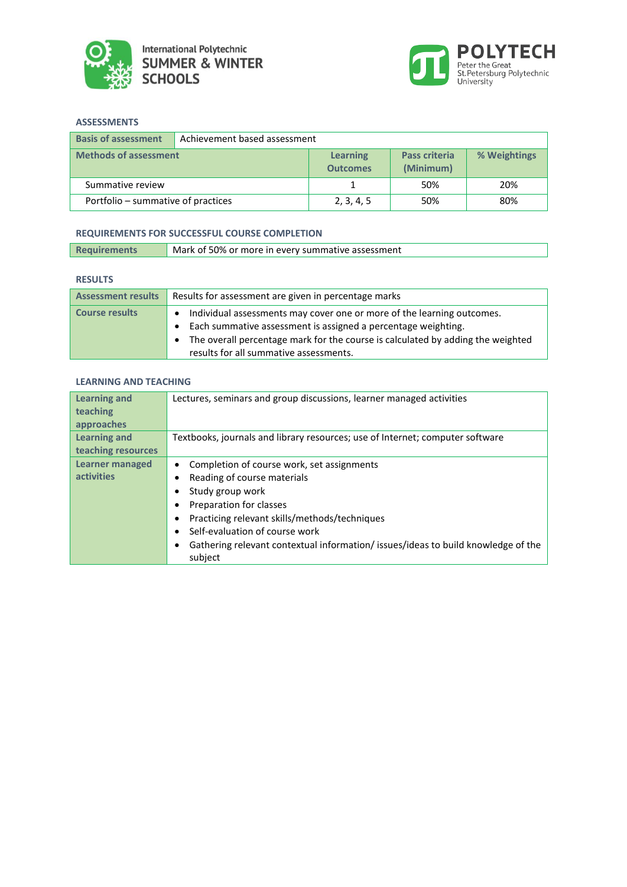## ASSESSMENTS

| Basis of assessment | Achievement based assessment | | |
|---|---|---|---|
| **Methods of assessment** | **Learning Outcomes** | **Pass criteria (Minimum)** | **% Weightings** |
| Summative review | 1 | 50% | 20% |
| Portfolio – summative of practices | 2, 3, 4, 5 | 50% | 80% |

## REQUIREMENTS FOR SUCCESSFUL COURSE COMPLETION

| | |
|---|---|
| **Requirements** | Mark of 50% or more in every summative assessment |

## RESULTS

| | |
|---|---|
| **Assessment results** | Results for assessment are given in percentage marks |
| **Course results** | • Individual assessments may cover one or more of the learning outcomes.<br>• Each summative assessment is assigned a percentage weighting.<br>• The overall percentage mark for the course is calculated by adding the weighted results for all summative assessments. |

## LEARNING AND TEACHING

| | |
|---|---|
| **Learning and teaching approaches** | Lectures, seminars and group discussions, learner managed activities |
| **Learning and teaching resources** | Textbooks, journals and library resources; use of Internet; computer software |
| **Learner managed activities** | • Completion of course work, set assignments<br>• Reading of course materials<br>• Study group work<br>• Preparation for classes<br>• Practicing relevant skills/methods/techniques<br>• Self-evaluation of course work<br>• Gathering relevant contextual information/ issues/ideas to build knowledge of the subject |